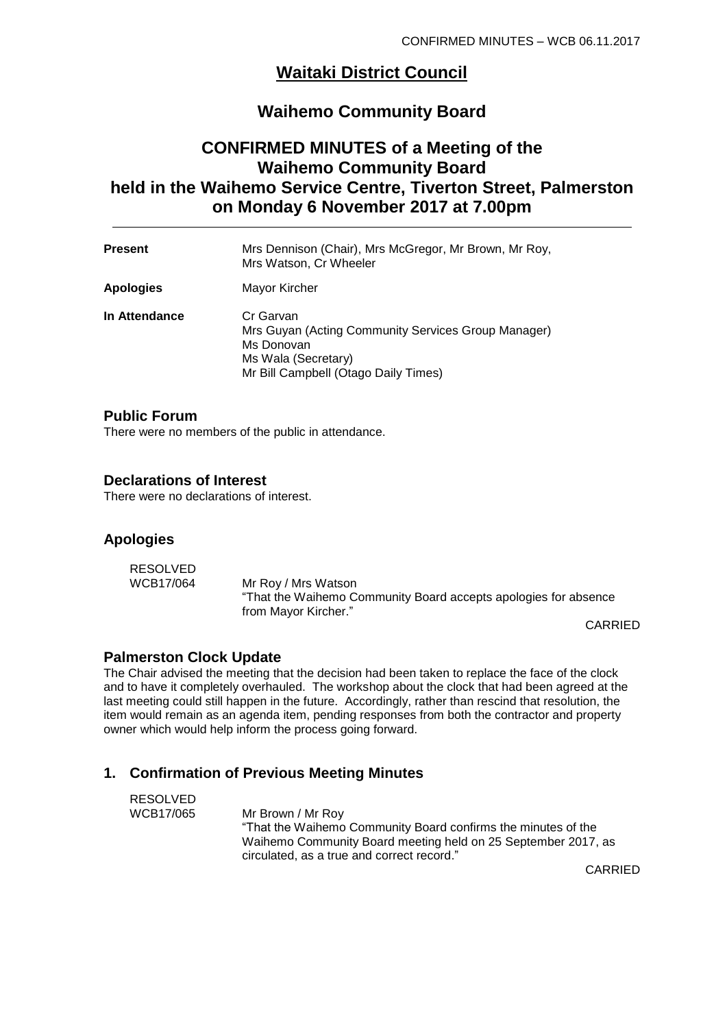# Waitaki District Council

## Waihemo Community Board

## CONFIRMED MINUTES of a Meeting of the Waihemo Community Board held in the Waihemo Service Centre, Tiverton Street, Palmerston on Monday 6 November 2017 at 7.00pm

| | |
|---|---|
| **Present** | Mrs Dennison (Chair), Mrs McGregor, Mr Brown, Mr Roy, Mrs Watson, Cr Wheeler |
| **Apologies** | Mayor Kircher |
| **In Attendance** | Cr Garvan<br>Mrs Guyan (Acting Community Services Group Manager)<br>Ms Donovan<br>Ms Wala (Secretary)<br>Mr Bill Campbell (Otago Daily Times) |

### Public Forum

There were no members of the public in attendance.

### Declarations of Interest

There were no declarations of interest.

### Apologies

RESOLVED
WCB17/064 Mr Roy / Mrs Watson
"That the Waihemo Community Board accepts apologies for absence from Mayor Kircher."

CARRIED

### Palmerston Clock Update

The Chair advised the meeting that the decision had been taken to replace the face of the clock and to have it completely overhauled. The workshop about the clock that had been agreed at the last meeting could still happen in the future. Accordingly, rather than rescind that resolution, the item would remain as an agenda item, pending responses from both the contractor and property owner which would help inform the process going forward.

### 1. Confirmation of Previous Meeting Minutes

RESOLVED
WCB17/065 Mr Brown / Mr Roy
"That the Waihemo Community Board confirms the minutes of the Waihemo Community Board meeting held on 25 September 2017, as circulated, as a true and correct record."

CARRIED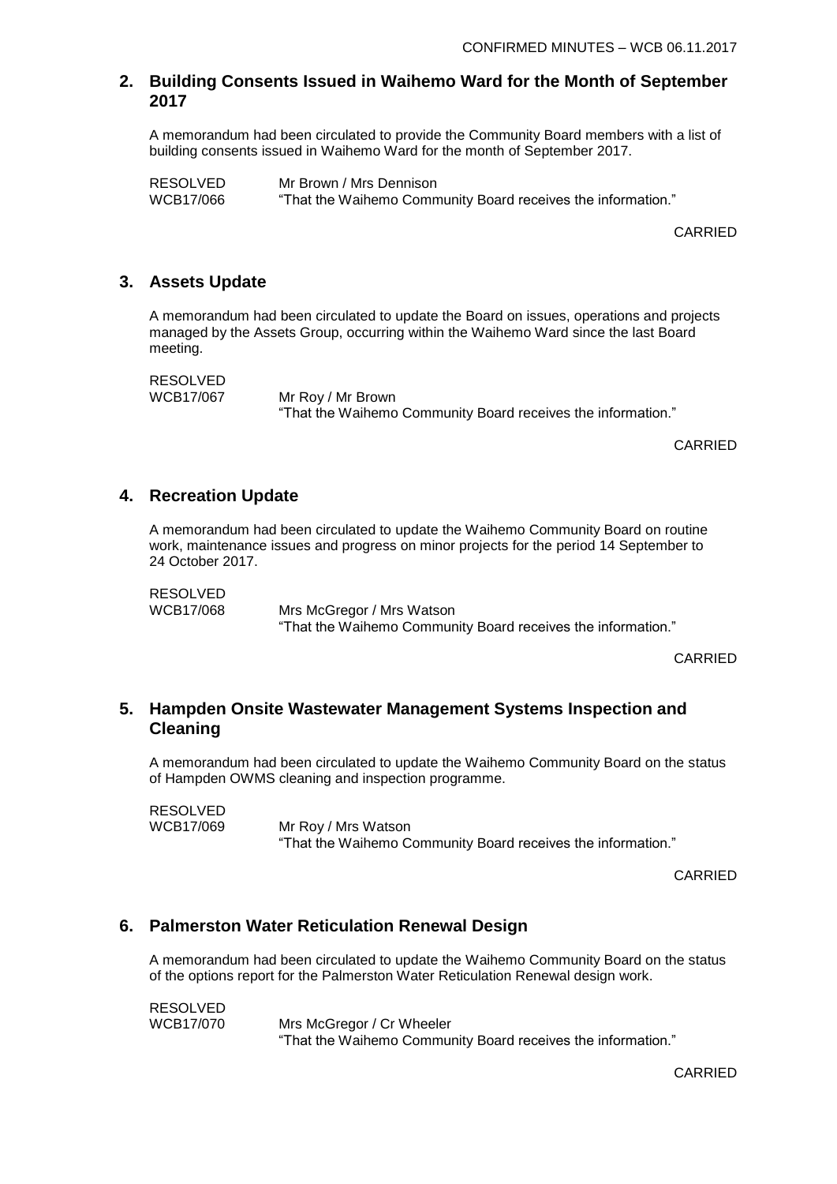## 2. Building Consents Issued in Waihemo Ward for the Month of September 2017

A memorandum had been circulated to provide the Community Board members with a list of building consents issued in Waihemo Ward for the month of September 2017.

RESOLVED Mr Brown / Mrs Dennison
WCB17/066 "That the Waihemo Community Board receives the information."

CARRIED

## 3. Assets Update

A memorandum had been circulated to update the Board on issues, operations and projects managed by the Assets Group, occurring within the Waihemo Ward since the last Board meeting.

RESOLVED
WCB17/067 Mr Roy / Mr Brown
"That the Waihemo Community Board receives the information."

CARRIED

## 4. Recreation Update

A memorandum had been circulated to update the Waihemo Community Board on routine work, maintenance issues and progress on minor projects for the period 14 September to 24 October 2017.

RESOLVED
WCB17/068 Mrs McGregor / Mrs Watson
"That the Waihemo Community Board receives the information."

CARRIED

## 5. Hampden Onsite Wastewater Management Systems Inspection and Cleaning

A memorandum had been circulated to update the Waihemo Community Board on the status of Hampden OWMS cleaning and inspection programme.

RESOLVED
WCB17/069 Mr Roy / Mrs Watson
"That the Waihemo Community Board receives the information."

CARRIED

## 6. Palmerston Water Reticulation Renewal Design

A memorandum had been circulated to update the Waihemo Community Board on the status of the options report for the Palmerston Water Reticulation Renewal design work.

RESOLVED
WCB17/070 Mrs McGregor / Cr Wheeler
"That the Waihemo Community Board receives the information."

CARRIED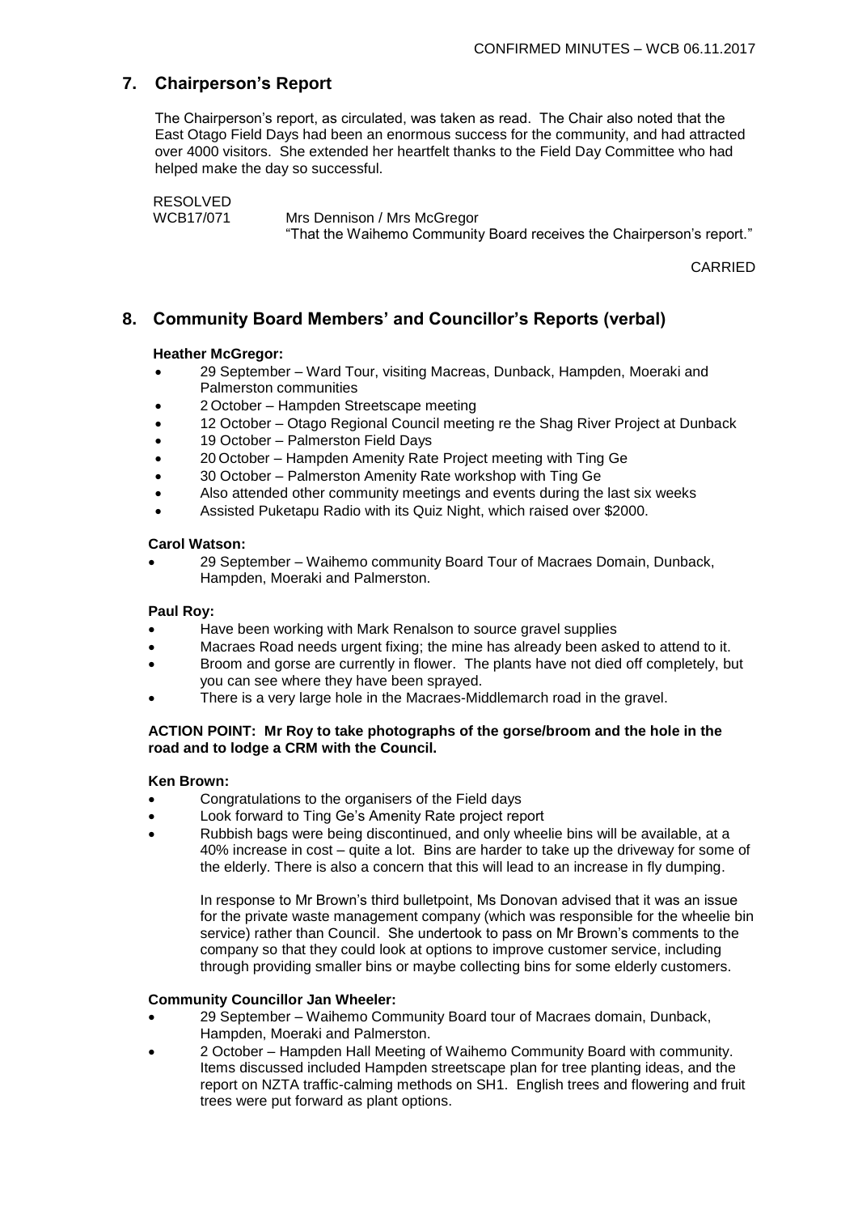## 7. Chairperson's Report

The Chairperson's report, as circulated, was taken as read. The Chair also noted that the East Otago Field Days had been an enormous success for the community, and had attracted over 4000 visitors. She extended her heartfelt thanks to the Field Day Committee who had helped make the day so successful.

RESOLVED
WCB17/071 Mrs Dennison / Mrs McGregor
"That the Waihemo Community Board receives the Chairperson's report."

CARRIED

## 8. Community Board Members' and Councillor's Reports (verbal)

**Heather McGregor:**

- 29 September – Ward Tour, visiting Macreas, Dunback, Hampden, Moeraki and Palmerston communities
- 2 October – Hampden Streetscape meeting
- 12 October – Otago Regional Council meeting re the Shag River Project at Dunback
- 19 October – Palmerston Field Days
- 20 October – Hampden Amenity Rate Project meeting with Ting Ge
- 30 October – Palmerston Amenity Rate workshop with Ting Ge
- Also attended other community meetings and events during the last six weeks
- Assisted Puketapu Radio with its Quiz Night, which raised over $2000.

**Carol Watson:**

- 29 September – Waihemo community Board Tour of Macraes Domain, Dunback, Hampden, Moeraki and Palmerston.

**Paul Roy:**

- Have been working with Mark Renalson to source gravel supplies
- Macraes Road needs urgent fixing; the mine has already been asked to attend to it.
- Broom and gorse are currently in flower. The plants have not died off completely, but you can see where they have been sprayed.
- There is a very large hole in the Macraes-Middlemarch road in the gravel.

**ACTION POINT: Mr Roy to take photographs of the gorse/broom and the hole in the road and to lodge a CRM with the Council.**

**Ken Brown:**

- Congratulations to the organisers of the Field days
- Look forward to Ting Ge's Amenity Rate project report
- Rubbish bags were being discontinued, and only wheelie bins will be available, at a 40% increase in cost – quite a lot. Bins are harder to take up the driveway for some of the elderly. There is also a concern that this will lead to an increase in fly dumping.

  In response to Mr Brown's third bulletpoint, Ms Donovan advised that it was an issue for the private waste management company (which was responsible for the wheelie bin service) rather than Council. She undertook to pass on Mr Brown's comments to the company so that they could look at options to improve customer service, including through providing smaller bins or maybe collecting bins for some elderly customers.

**Community Councillor Jan Wheeler:**

- 29 September – Waihemo Community Board tour of Macraes domain, Dunback, Hampden, Moeraki and Palmerston.
- 2 October – Hampden Hall Meeting of Waihemo Community Board with community. Items discussed included Hampden streetscape plan for tree planting ideas, and the report on NZTA traffic-calming methods on SH1. English trees and flowering and fruit trees were put forward as plant options.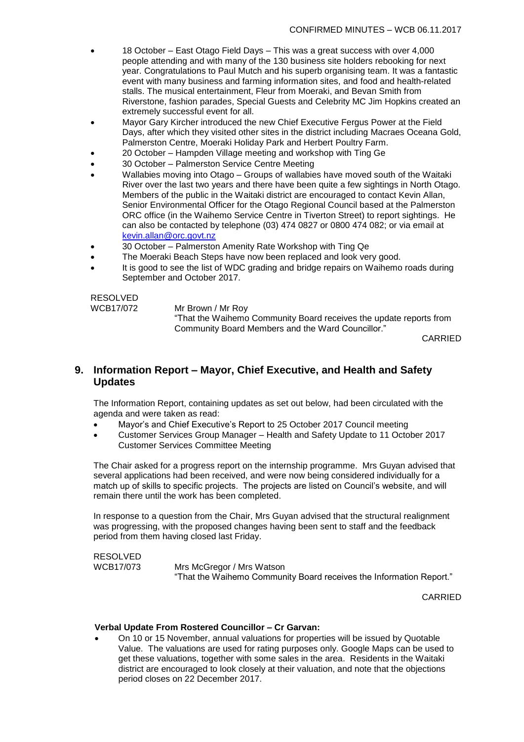- 18 October – East Otago Field Days – This was a great success with over 4,000 people attending and with many of the 130 business site holders rebooking for next year. Congratulations to Paul Mutch and his superb organising team. It was a fantastic event with many business and farming information sites, and food and health-related stalls. The musical entertainment, Fleur from Moeraki, and Bevan Smith from Riverstone, fashion parades, Special Guests and Celebrity MC Jim Hopkins created an extremely successful event for all.
- Mayor Gary Kircher introduced the new Chief Executive Fergus Power at the Field Days, after which they visited other sites in the district including Macraes Oceana Gold, Palmerston Centre, Moeraki Holiday Park and Herbert Poultry Farm.
- 20 October – Hampden Village meeting and workshop with Ting Ge
- 30 October – Palmerston Service Centre Meeting
- Wallabies moving into Otago – Groups of wallabies have moved south of the Waitaki River over the last two years and there have been quite a few sightings in North Otago. Members of the public in the Waitaki district are encouraged to contact Kevin Allan, Senior Environmental Officer for the Otago Regional Council based at the Palmerston ORC office (in the Waihemo Service Centre in Tiverton Street) to report sightings. He can also be contacted by telephone (03) 474 0827 or 0800 474 082; or via email at kevin.allan@orc.govt.nz
- 30 October – Palmerston Amenity Rate Workshop with Ting Qe
- The Moeraki Beach Steps have now been replaced and look very good.
- It is good to see the list of WDC grading and bridge repairs on Waihemo roads during September and October 2017.

RESOLVED
WCB17/072 Mr Brown / Mr Roy
"That the Waihemo Community Board receives the update reports from Community Board Members and the Ward Councillor."

CARRIED

## 9. Information Report – Mayor, Chief Executive, and Health and Safety Updates

The Information Report, containing updates as set out below, had been circulated with the agenda and were taken as read:

- Mayor's and Chief Executive's Report to 25 October 2017 Council meeting
- Customer Services Group Manager – Health and Safety Update to 11 October 2017 Customer Services Committee Meeting

The Chair asked for a progress report on the internship programme. Mrs Guyan advised that several applications had been received, and were now being considered individually for a match up of skills to specific projects. The projects are listed on Council's website, and will remain there until the work has been completed.

In response to a question from the Chair, Mrs Guyan advised that the structural realignment was progressing, with the proposed changes having been sent to staff and the feedback period from them having closed last Friday.

RESOLVED
WCB17/073 Mrs McGregor / Mrs Watson
"That the Waihemo Community Board receives the Information Report."

CARRIED

**Verbal Update From Rostered Councillor – Cr Garvan:**

- On 10 or 15 November, annual valuations for properties will be issued by Quotable Value. The valuations are used for rating purposes only. Google Maps can be used to get these valuations, together with some sales in the area. Residents in the Waitaki district are encouraged to look closely at their valuation, and note that the objections period closes on 22 December 2017.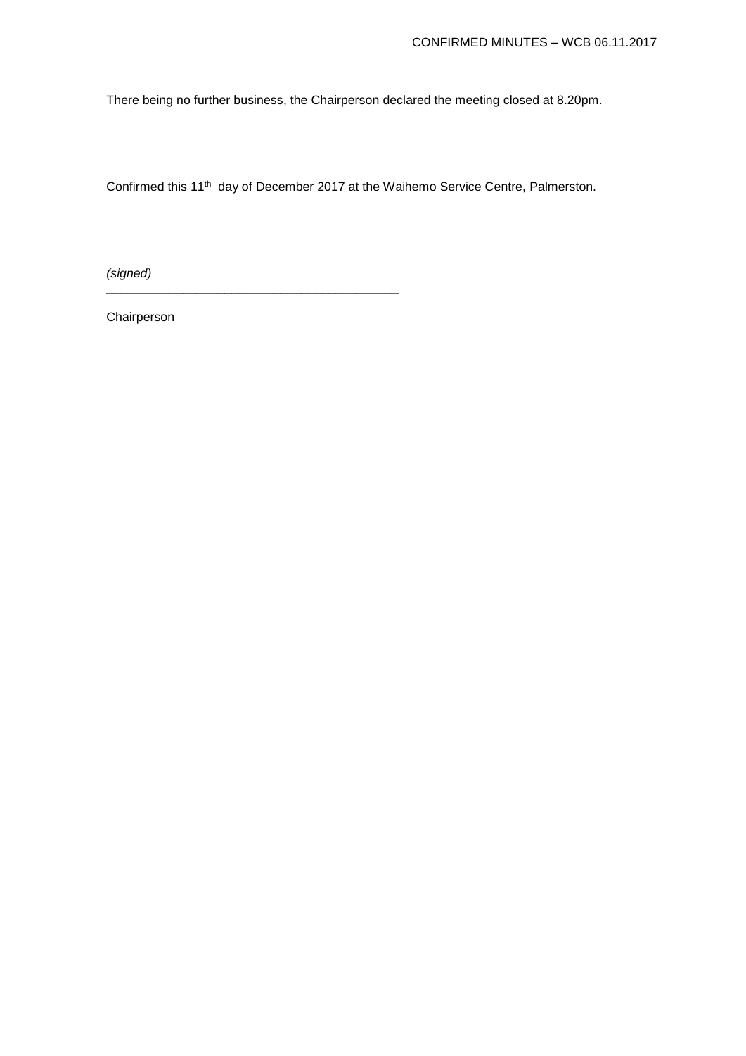There being no further business, the Chairperson declared the meeting closed at 8.20pm.

Confirmed this 11th day of December 2017 at the Waihemo Service Centre, Palmerston.

*(signed)*

\_\_\_\_\_\_\_\_\_\_\_\_\_\_\_\_\_\_\_\_\_\_\_\_\_\_\_\_\_\_\_\_\_\_\_\_\_\_\_\_\_\_\_

Chairperson